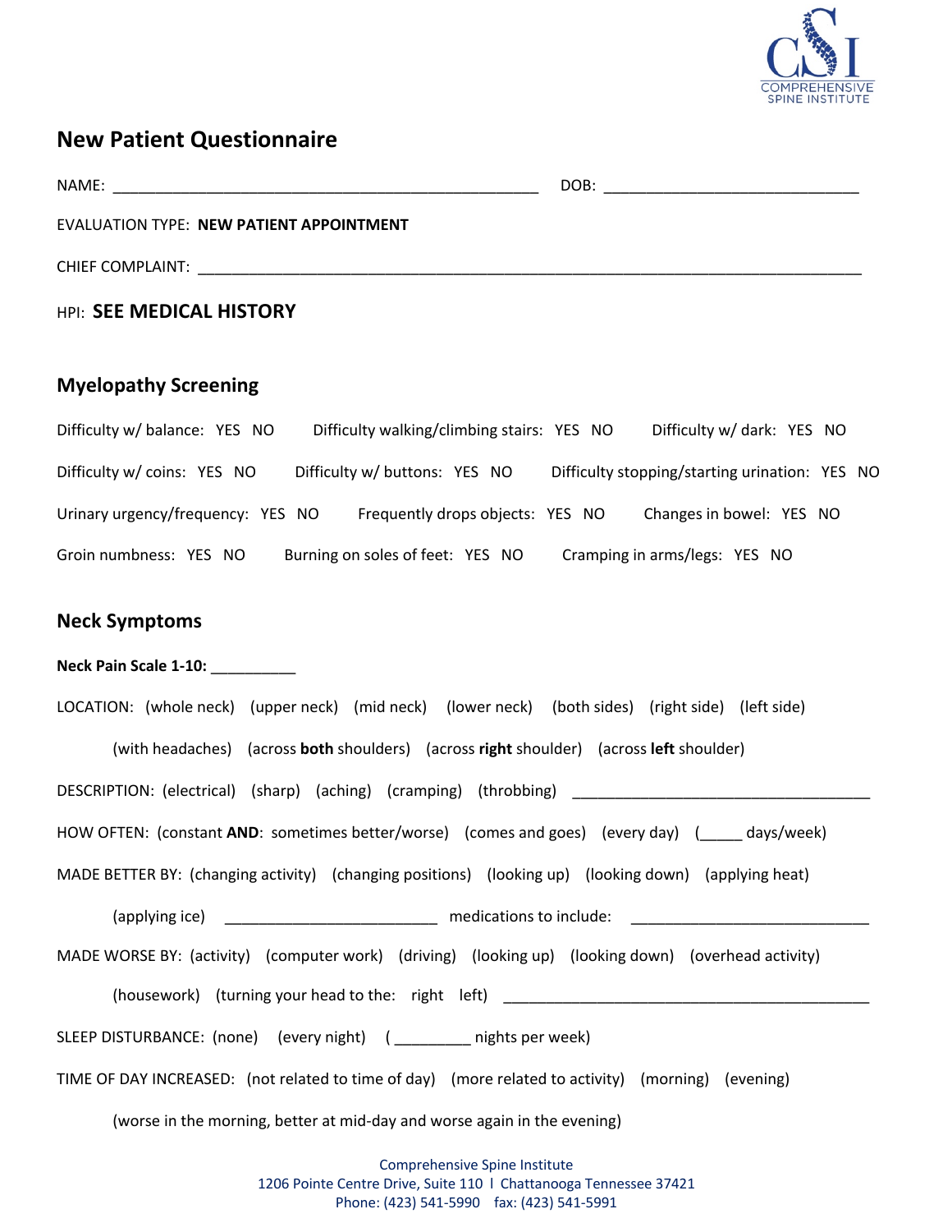COMPREHENSIVE SPINE INSTITUTE

# New Patient Questionnaire

NAME: ________________________________________________ DOB: ____________________________

EVALUATION TYPE: **NEW PATIENT APPOINTMENT**

CHIEF COMPLAINT: ___________________________________________________________________________

HPI: **SEE MEDICAL HISTORY**

## Myelopathy Screening

Difficulty w/ balance: YES NO    Difficulty walking/climbing stairs: YES NO    Difficulty w/ dark: YES NO

Difficulty w/ coins: YES NO    Difficulty w/ buttons: YES NO    Difficulty stopping/starting urination: YES NO

Urinary urgency/frequency: YES NO    Frequently drops objects: YES NO    Changes in bowel: YES NO

Groin numbness: YES NO    Burning on soles of feet: YES NO    Cramping in arms/legs: YES NO

## Neck Symptoms

**Neck Pain Scale 1-10:** __________

LOCATION: (whole neck) (upper neck) (mid neck) (lower neck) (both sides) (right side) (left side)

(with headaches) (across **both** shoulders) (across **right** shoulder) (across **left** shoulder)

DESCRIPTION: (electrical) (sharp) (aching) (cramping) (throbbing) __________________________________

HOW OFTEN: (constant **AND**: sometimes better/worse) (comes and goes) (every day) (_____ days/week)

MADE BETTER BY: (changing activity) (changing positions) (looking up) (looking down) (applying heat)

(applying ice) _________________________ medications to include: ____________________________

MADE WORSE BY: (activity) (computer work) (driving) (looking up) (looking down) (overhead activity)

(housework) (turning your head to the: right left) ____________________________________________

SLEEP DISTURBANCE: (none) (every night) ( _________ nights per week)

TIME OF DAY INCREASED: (not related to time of day) (more related to activity) (morning) (evening)

(worse in the morning, better at mid-day and worse again in the evening)

Comprehensive Spine Institute
1206 Pointe Centre Drive, Suite 110 l Chattanooga Tennessee 37421
Phone: (423) 541-5990 fax: (423) 541-5991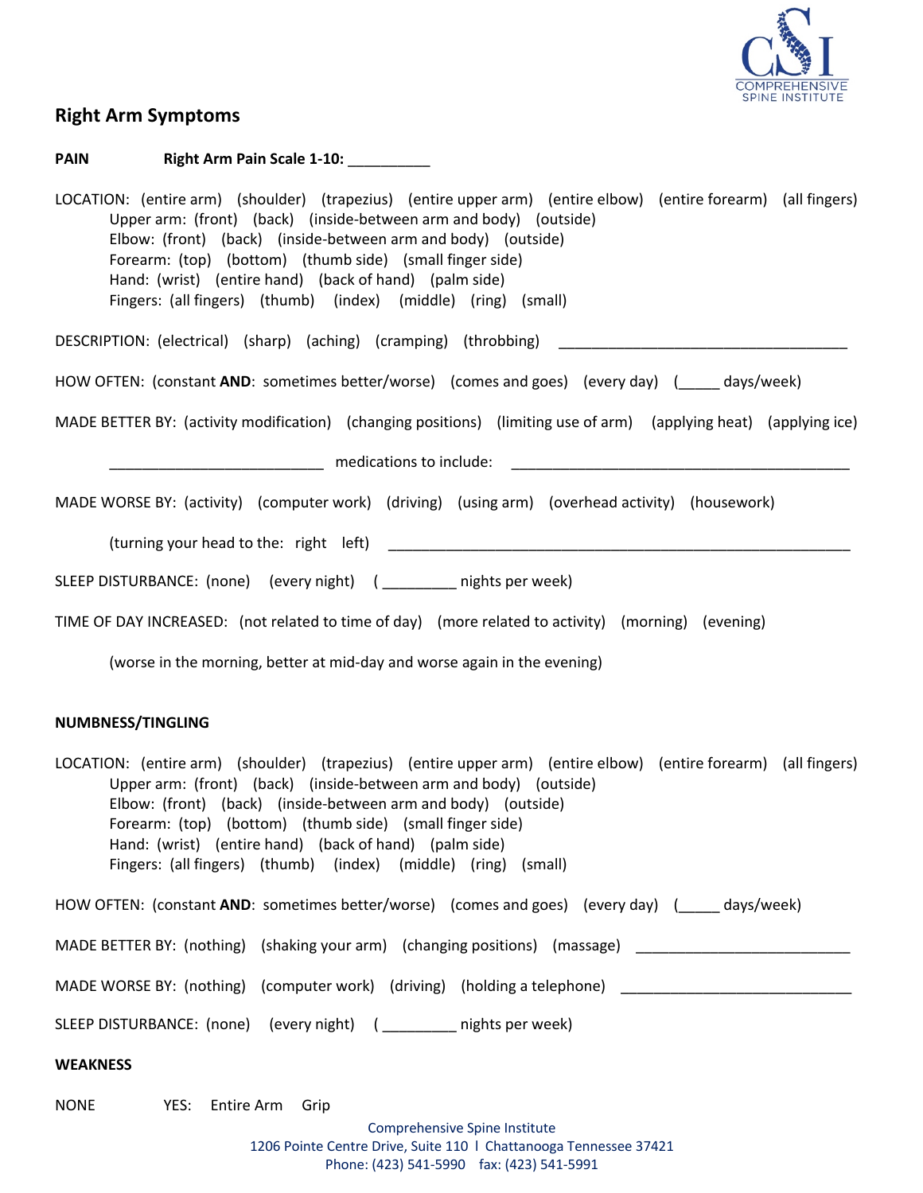## Right Arm Symptoms

**PAIN** **Right Arm Pain Scale 1-10:** __________

LOCATION: (entire arm) (shoulder) (trapezius) (entire upper arm) (entire elbow) (entire forearm) (all fingers)
Upper arm: (front) (back) (inside-between arm and body) (outside)
Elbow: (front) (back) (inside-between arm and body) (outside)
Forearm: (top) (bottom) (thumb side) (small finger side)
Hand: (wrist) (entire hand) (back of hand) (palm side)
Fingers: (all fingers) (thumb) (index) (middle) (ring) (small)

DESCRIPTION: (electrical) (sharp) (aching) (cramping) (throbbing) ____________________________________

HOW OFTEN: (constant **AND**: sometimes better/worse) (comes and goes) (every day) (_____ days/week)

MADE BETTER BY: (activity modification) (changing positions) (limiting use of arm) (applying heat) (applying ice)

__________________________ medications to include: ___________________________________________

MADE WORSE BY: (activity) (computer work) (driving) (using arm) (overhead activity) (housework)

(turning your head to the: right left) ____________________________________________________________

SLEEP DISTURBANCE: (none) (every night) ( _________ nights per week)

TIME OF DAY INCREASED: (not related to time of day) (more related to activity) (morning) (evening)

(worse in the morning, better at mid-day and worse again in the evening)

**NUMBNESS/TINGLING**

LOCATION: (entire arm) (shoulder) (trapezius) (entire upper arm) (entire elbow) (entire forearm) (all fingers)
Upper arm: (front) (back) (inside-between arm and body) (outside)
Elbow: (front) (back) (inside-between arm and body) (outside)
Forearm: (top) (bottom) (thumb side) (small finger side)
Hand: (wrist) (entire hand) (back of hand) (palm side)
Fingers: (all fingers) (thumb) (index) (middle) (ring) (small)

HOW OFTEN: (constant **AND**: sometimes better/worse) (comes and goes) (every day) (_____ days/week)

MADE BETTER BY: (nothing) (shaking your arm) (changing positions) (massage) __________________________

MADE WORSE BY: (nothing) (computer work) (driving) (holding a telephone) ____________________________

SLEEP DISTURBANCE: (none) (every night) ( _________ nights per week)

**WEAKNESS**

NONE YES: Entire Arm Grip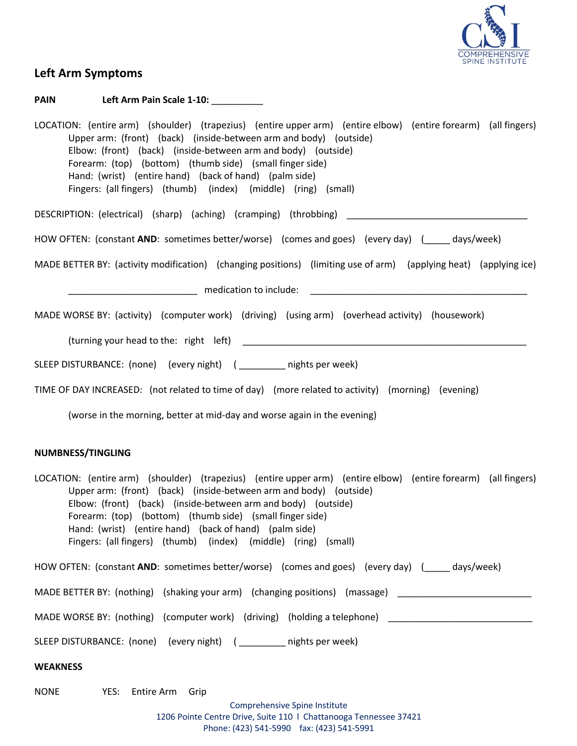## Left Arm Symptoms

**PAIN** **Left Arm Pain Scale 1-10:** __________

LOCATION: (entire arm) (shoulder) (trapezius) (entire upper arm) (entire elbow) (entire forearm) (all fingers)
Upper arm: (front) (back) (inside-between arm and body) (outside)
Elbow: (front) (back) (inside-between arm and body) (outside)
Forearm: (top) (bottom) (thumb side) (small finger side)
Hand: (wrist) (entire hand) (back of hand) (palm side)
Fingers: (all fingers) (thumb) (index) (middle) (ring) (small)

DESCRIPTION: (electrical) (sharp) (aching) (cramping) (throbbing) ___________________________________

HOW OFTEN: (constant **AND**: sometimes better/worse) (comes and goes) (every day) (_____ days/week)

MADE BETTER BY: (activity modification) (changing positions) (limiting use of arm) (applying heat) (applying ice)

_________________________ medication to include: __________________________________________

MADE WORSE BY: (activity) (computer work) (driving) (using arm) (overhead activity) (housework)

(turning your head to the: right left) _______________________________________________________

SLEEP DISTURBANCE: (none) (every night) ( _________ nights per week)

TIME OF DAY INCREASED: (not related to time of day) (more related to activity) (morning) (evening)

(worse in the morning, better at mid-day and worse again in the evening)

**NUMBNESS/TINGLING**

LOCATION: (entire arm) (shoulder) (trapezius) (entire upper arm) (entire elbow) (entire forearm) (all fingers)
Upper arm: (front) (back) (inside-between arm and body) (outside)
Elbow: (front) (back) (inside-between arm and body) (outside)
Forearm: (top) (bottom) (thumb side) (small finger side)
Hand: (wrist) (entire hand) (back of hand) (palm side)
Fingers: (all fingers) (thumb) (index) (middle) (ring) (small)

HOW OFTEN: (constant **AND**: sometimes better/worse) (comes and goes) (every day) (_____ days/week)

MADE BETTER BY: (nothing) (shaking your arm) (changing positions) (massage) __________________________

MADE WORSE BY: (nothing) (computer work) (driving) (holding a telephone) ____________________________

SLEEP DISTURBANCE: (none) (every night) ( _________ nights per week)

**WEAKNESS**

NONE YES: Entire Arm Grip

Comprehensive Spine Institute
1206 Pointe Centre Drive, Suite 110 l Chattanooga Tennessee 37421
Phone: (423) 541-5990 fax: (423) 541-5991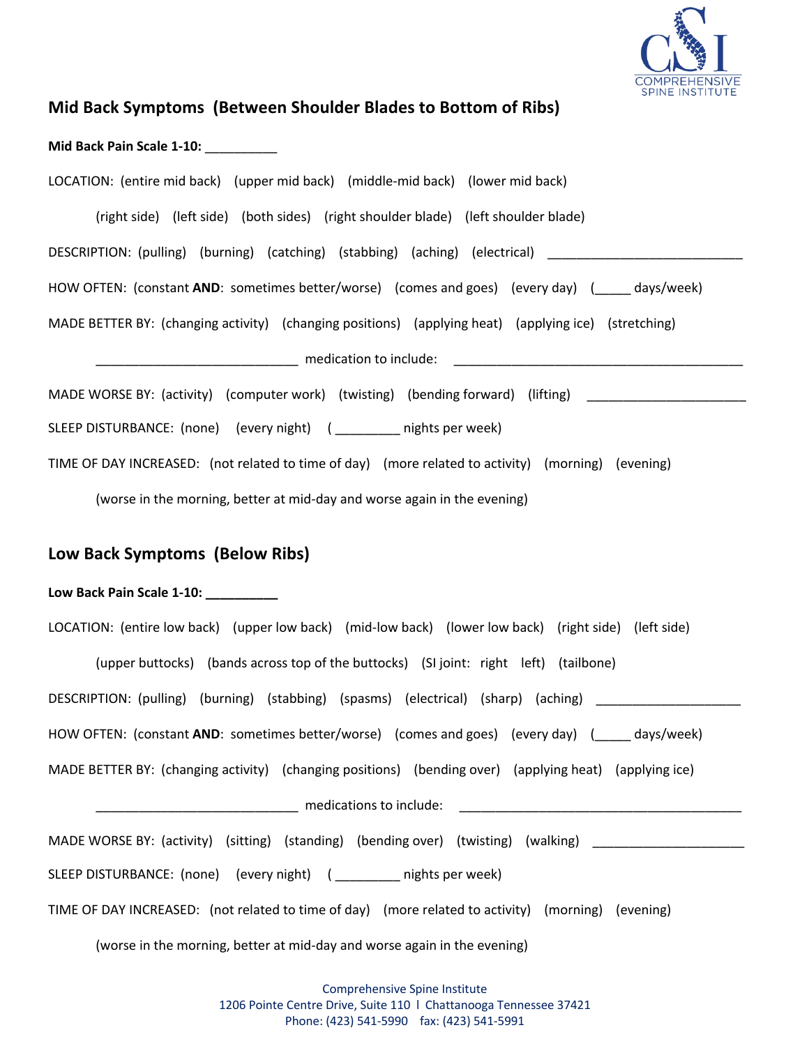## Mid Back Symptoms (Between Shoulder Blades to Bottom of Ribs)

**Mid Back Pain Scale 1-10:** __________

LOCATION: (entire mid back) (upper mid back) (middle-mid back) (lower mid back)

(right side) (left side) (both sides) (right shoulder blade) (left shoulder blade)

DESCRIPTION: (pulling) (burning) (catching) (stabbing) (aching) (electrical) ____________________________

HOW OFTEN: (constant **AND**: sometimes better/worse) (comes and goes) (every day) (_____ days/week)

MADE BETTER BY: (changing activity) (changing positions) (applying heat) (applying ice) (stretching)

____________________________ medication to include: __________________________________________

MADE WORSE BY: (activity) (computer work) (twisting) (bending forward) (lifting) ______________________

SLEEP DISTURBANCE: (none) (every night) ( _________ nights per week)

TIME OF DAY INCREASED: (not related to time of day) (more related to activity) (morning) (evening)

(worse in the morning, better at mid-day and worse again in the evening)

## Low Back Symptoms (Below Ribs)

**Low Back Pain Scale 1-10: __________**

LOCATION: (entire low back) (upper low back) (mid-low back) (lower low back) (right side) (left side)

(upper buttocks) (bands across top of the buttocks) (SI joint: right left) (tailbone)

DESCRIPTION: (pulling) (burning) (stabbing) (spasms) (electrical) (sharp) (aching) ____________________

HOW OFTEN: (constant **AND**: sometimes better/worse) (comes and goes) (every day) (_____ days/week)

MADE BETTER BY: (changing activity) (changing positions) (bending over) (applying heat) (applying ice)

____________________________ medications to include: _________________________________________

MADE WORSE BY: (activity) (sitting) (standing) (bending over) (twisting) (walking) _____________________

SLEEP DISTURBANCE: (none) (every night) ( _________ nights per week)

TIME OF DAY INCREASED: (not related to time of day) (more related to activity) (morning) (evening)

(worse in the morning, better at mid-day and worse again in the evening)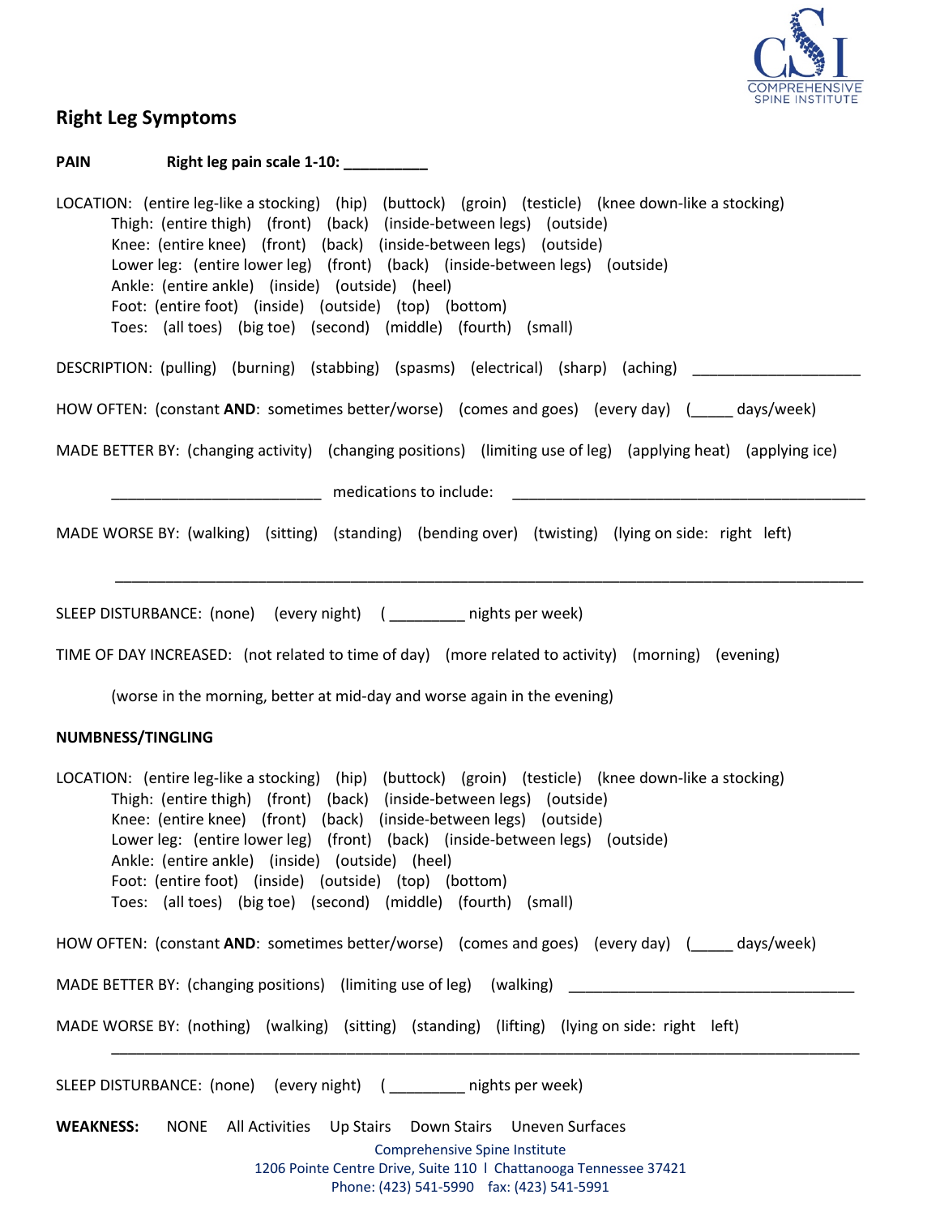## Right Leg Symptoms

**PAIN** **Right leg pain scale 1-10: __________**

LOCATION: (entire leg-like a stocking) (hip) (buttock) (groin) (testicle) (knee down-like a stocking)
Thigh: (entire thigh) (front) (back) (inside-between legs) (outside)
Knee: (entire knee) (front) (back) (inside-between legs) (outside)
Lower leg: (entire lower leg) (front) (back) (inside-between legs) (outside)
Ankle: (entire ankle) (inside) (outside) (heel)
Foot: (entire foot) (inside) (outside) (top) (bottom)
Toes: (all toes) (big toe) (second) (middle) (fourth) (small)

DESCRIPTION: (pulling) (burning) (stabbing) (spasms) (electrical) (sharp) (aching) ____________________

HOW OFTEN: (constant **AND**: sometimes better/worse) (comes and goes) (every day) (_____ days/week)

MADE BETTER BY: (changing activity) (changing positions) (limiting use of leg) (applying heat) (applying ice)

_________________________ medications to include: ___________________________________________

MADE WORSE BY: (walking) (sitting) (standing) (bending over) (twisting) (lying on side: right left)

__________________________________________________________________________________________

SLEEP DISTURBANCE: (none) (every night) ( _________ nights per week)

TIME OF DAY INCREASED: (not related to time of day) (more related to activity) (morning) (evening)

(worse in the morning, better at mid-day and worse again in the evening)

**NUMBNESS/TINGLING**

LOCATION: (entire leg-like a stocking) (hip) (buttock) (groin) (testicle) (knee down-like a stocking)
Thigh: (entire thigh) (front) (back) (inside-between legs) (outside)
Knee: (entire knee) (front) (back) (inside-between legs) (outside)
Lower leg: (entire lower leg) (front) (back) (inside-between legs) (outside)
Ankle: (entire ankle) (inside) (outside) (heel)
Foot: (entire foot) (inside) (outside) (top) (bottom)
Toes: (all toes) (big toe) (second) (middle) (fourth) (small)

HOW OFTEN: (constant **AND**: sometimes better/worse) (comes and goes) (every day) (_____ days/week)

MADE BETTER BY: (changing positions) (limiting use of leg) (walking) __________________________________

MADE WORSE BY: (nothing) (walking) (sitting) (standing) (lifting) (lying on side: right left)

__________________________________________________________________________________________

SLEEP DISTURBANCE: (none) (every night) ( _________ nights per week)

**WEAKNESS:** NONE All Activities Up Stairs Down Stairs Uneven Surfaces

Comprehensive Spine Institute
1206 Pointe Centre Drive, Suite 110 l Chattanooga Tennessee 37421
Phone: (423) 541-5990 fax: (423) 541-5991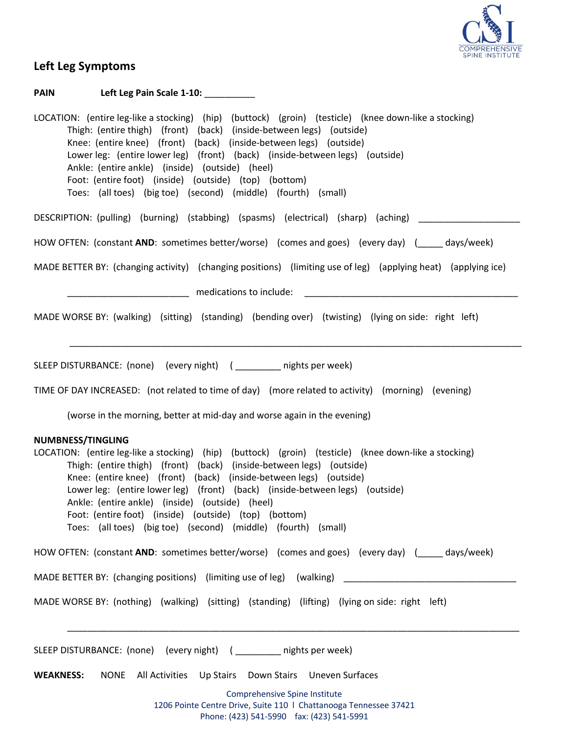## Left Leg Symptoms

**PAIN** **Left Leg Pain Scale 1-10:** __________

LOCATION: (entire leg-like a stocking) (hip) (buttock) (groin) (testicle) (knee down-like a stocking)
Thigh: (entire thigh) (front) (back) (inside-between legs) (outside)
Knee: (entire knee) (front) (back) (inside-between legs) (outside)
Lower leg: (entire lower leg) (front) (back) (inside-between legs) (outside)
Ankle: (entire ankle) (inside) (outside) (heel)
Foot: (entire foot) (inside) (outside) (top) (bottom)
Toes: (all toes) (big toe) (second) (middle) (fourth) (small)

DESCRIPTION: (pulling) (burning) (stabbing) (spasms) (electrical) (sharp) (aching) ____________________

HOW OFTEN: (constant **AND**: sometimes better/worse) (comes and goes) (every day) (_____ days/week)

MADE BETTER BY: (changing activity) (changing positions) (limiting use of leg) (applying heat) (applying ice)

________________________ medications to include: ___________________________________________

MADE WORSE BY: (walking) (sitting) (standing) (bending over) (twisting) (lying on side: right left)

___________________________________________________________________________________________

SLEEP DISTURBANCE: (none) (every night) ( _________ nights per week)

TIME OF DAY INCREASED: (not related to time of day) (more related to activity) (morning) (evening)

(worse in the morning, better at mid-day and worse again in the evening)

**NUMBNESS/TINGLING**

LOCATION: (entire leg-like a stocking) (hip) (buttock) (groin) (testicle) (knee down-like a stocking)
Thigh: (entire thigh) (front) (back) (inside-between legs) (outside)
Knee: (entire knee) (front) (back) (inside-between legs) (outside)
Lower leg: (entire lower leg) (front) (back) (inside-between legs) (outside)
Ankle: (entire ankle) (inside) (outside) (heel)
Foot: (entire foot) (inside) (outside) (top) (bottom)
Toes: (all toes) (big toe) (second) (middle) (fourth) (small)

HOW OFTEN: (constant **AND**: sometimes better/worse) (comes and goes) (every day) (_____ days/week)

MADE BETTER BY: (changing positions) (limiting use of leg) (walking) __________________________________

MADE WORSE BY: (nothing) (walking) (sitting) (standing) (lifting) (lying on side: right left)

___________________________________________________________________________________________

SLEEP DISTURBANCE: (none) (every night) ( _________ nights per week)

**WEAKNESS:** NONE All Activities Up Stairs Down Stairs Uneven Surfaces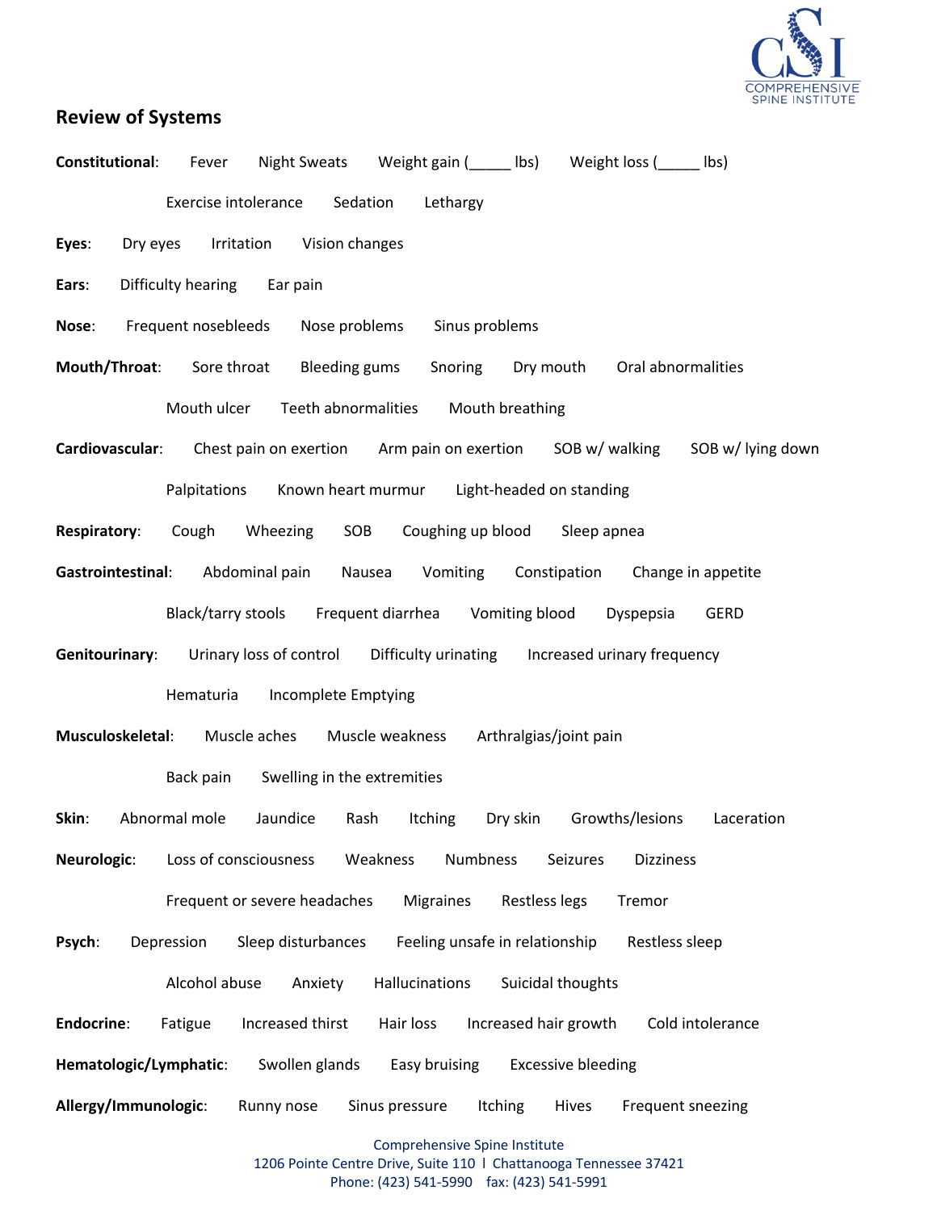## Review of Systems

**Constitutional**: Fever Night Sweats Weight gain (_____ lbs) Weight loss (_____ lbs) Exercise intolerance Sedation Lethargy

**Eyes**: Dry eyes Irritation Vision changes

**Ears**: Difficulty hearing Ear pain

**Nose**: Frequent nosebleeds Nose problems Sinus problems

**Mouth/Throat**: Sore throat Bleeding gums Snoring Dry mouth Oral abnormalities Mouth ulcer Teeth abnormalities Mouth breathing

**Cardiovascular**: Chest pain on exertion Arm pain on exertion SOB w/ walking SOB w/ lying down Palpitations Known heart murmur Light-headed on standing

**Respiratory**: Cough Wheezing SOB Coughing up blood Sleep apnea

**Gastrointestinal**: Abdominal pain Nausea Vomiting Constipation Change in appetite Black/tarry stools Frequent diarrhea Vomiting blood Dyspepsia GERD

**Genitourinary**: Urinary loss of control Difficulty urinating Increased urinary frequency Hematuria Incomplete Emptying

**Musculoskeletal**: Muscle aches Muscle weakness Arthralgias/joint pain Back pain Swelling in the extremities

**Skin**: Abnormal mole Jaundice Rash Itching Dry skin Growths/lesions Laceration

**Neurologic**: Loss of consciousness Weakness Numbness Seizures Dizziness Frequent or severe headaches Migraines Restless legs Tremor

**Psych**: Depression Sleep disturbances Feeling unsafe in relationship Restless sleep Alcohol abuse Anxiety Hallucinations Suicidal thoughts

**Endocrine**: Fatigue Increased thirst Hair loss Increased hair growth Cold intolerance

**Hematologic/Lymphatic**: Swollen glands Easy bruising Excessive bleeding

**Allergy/Immunologic**: Runny nose Sinus pressure Itching Hives Frequent sneezing

Comprehensive Spine Institute
1206 Pointe Centre Drive, Suite 110 l Chattanooga Tennessee 37421
Phone: (423) 541-5990 fax: (423) 541-5991